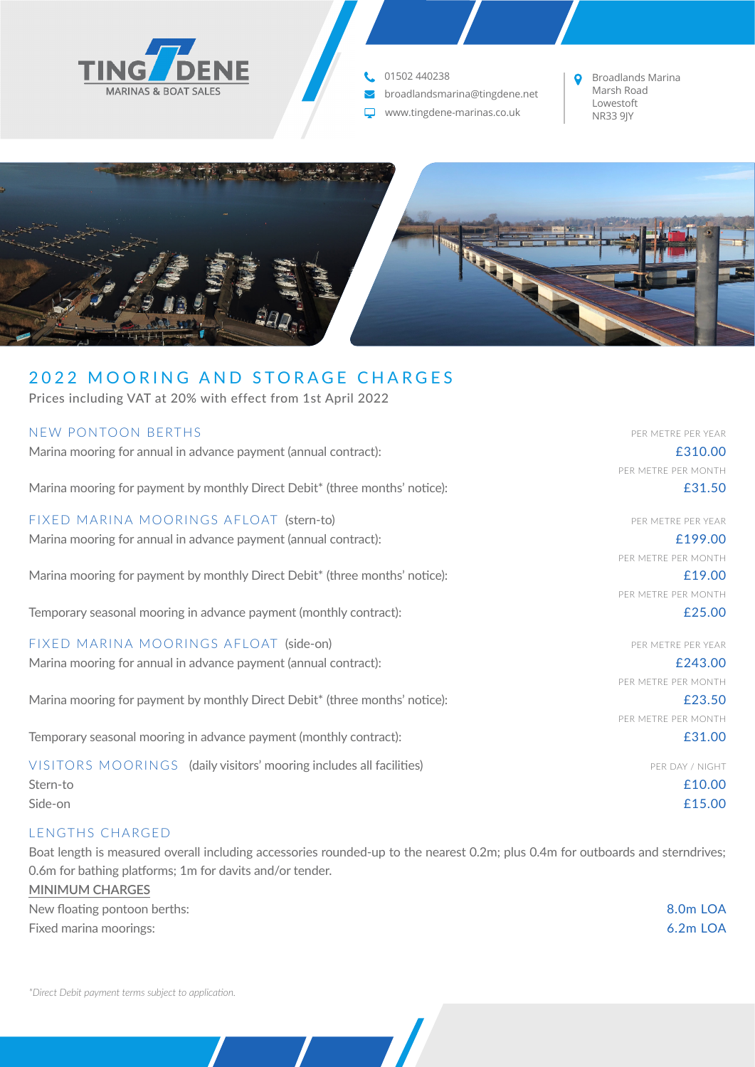TINGDENE
MARINAS & BOAT SALES

01502 440238
broadlandsmarina@tingdene.net
www.tingdene-marinas.co.uk

Broadlands Marina
Marsh Road
Lowestoft
NR33 9JY

# 2022 MOORING AND STORAGE CHARGES

Prices including VAT at 20% with effect from 1st April 2022

## NEW PONTOON BERTHS

| | |
|---|---|
| Marina mooring for annual in advance payment (annual contract): | PER METRE PER YEAR £310.00 |
| Marina mooring for payment by monthly Direct Debit* (three months' notice): | PER METRE PER MONTH £31.50 |

## FIXED MARINA MOORINGS AFLOAT (stern-to)

| | |
|---|---|
| Marina mooring for annual in advance payment (annual contract): | PER METRE PER YEAR £199.00 |
| Marina mooring for payment by monthly Direct Debit* (three months' notice): | PER METRE PER MONTH £19.00 |
| Temporary seasonal mooring in advance payment (monthly contract): | PER METRE PER MONTH £25.00 |

## FIXED MARINA MOORINGS AFLOAT (side-on)

| | |
|---|---|
| Marina mooring for annual in advance payment (annual contract): | PER METRE PER YEAR £243.00 |
| Marina mooring for payment by monthly Direct Debit* (three months' notice): | PER METRE PER MONTH £23.50 |
| Temporary seasonal mooring in advance payment (monthly contract): | PER METRE PER MONTH £31.00 |

## VISITORS MOORINGS (daily visitors' mooring includes all facilities)

| | PER DAY / NIGHT |
|---|---|
| Stern-to | £10.00 |
| Side-on | £15.00 |

## LENGTHS CHARGED

Boat length is measured overall including accessories rounded-up to the nearest 0.2m; plus 0.4m for outboards and sterndrives; 0.6m for bathing platforms; 1m for davits and/or tender.

**MINIMUM CHARGES**

| | |
|---|---|
| New floating pontoon berths: | 8.0m LOA |
| Fixed marina moorings: | 6.2m LOA |

*\*Direct Debit payment terms subject to application.*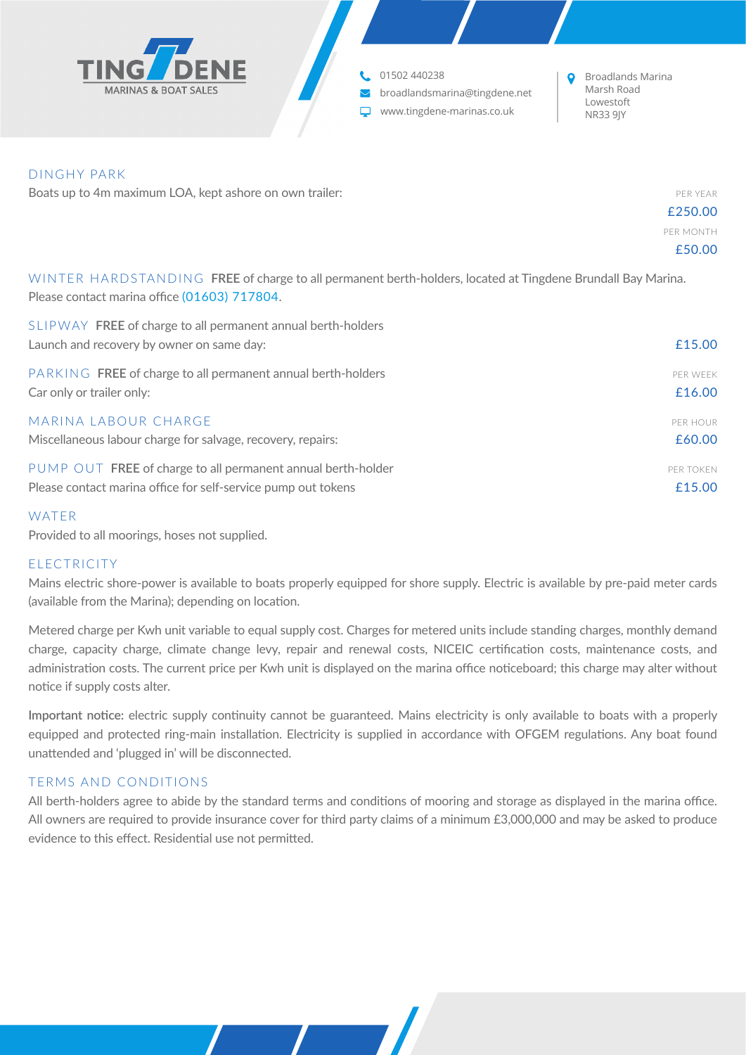TINGDENE
MARINAS & BOAT SALES

01502 440238
broadlandsmarina@tingdene.net
www.tingdene-marinas.co.uk

Broadlands Marina
Marsh Road
Lowestoft
NR33 9JY

## DINGHY PARK

Boats up to 4m maximum LOA, kept ashore on own trailer:

PER YEAR
£250.00

PER MONTH
£50.00

## WINTER HARDSTANDING

**FREE** of charge to all permanent berth-holders, located at Tingdene Brundall Bay Marina. Please contact marina office (01603) 717804.

## SLIPWAY

**FREE** of charge to all permanent annual berth-holders

Launch and recovery by owner on same day: £15.00

## PARKING

**FREE** of charge to all permanent annual berth-holders

Car only or trailer only: PER WEEK £16.00

## MARINA LABOUR CHARGE

Miscellaneous labour charge for salvage, recovery, repairs: PER HOUR £60.00

## PUMP OUT

**FREE** of charge to all permanent annual berth-holder

Please contact marina office for self-service pump out tokens: PER TOKEN £15.00

## WATER

Provided to all moorings, hoses not supplied.

## ELECTRICITY

Mains electric shore-power is available to boats properly equipped for shore supply. Electric is available by pre-paid meter cards (available from the Marina); depending on location.

Metered charge per Kwh unit variable to equal supply cost. Charges for metered units include standing charges, monthly demand charge, capacity charge, climate change levy, repair and renewal costs, NICEIC certification costs, maintenance costs, and administration costs. The current price per Kwh unit is displayed on the marina office noticeboard; this charge may alter without notice if supply costs alter.

**Important notice:** electric supply continuity cannot be guaranteed. Mains electricity is only available to boats with a properly equipped and protected ring-main installation. Electricity is supplied in accordance with OFGEM regulations. Any boat found unattended and 'plugged in' will be disconnected.

## TERMS AND CONDITIONS

All berth-holders agree to abide by the standard terms and conditions of mooring and storage as displayed in the marina office. All owners are required to provide insurance cover for third party claims of a minimum £3,000,000 and may be asked to produce evidence to this effect. Residential use not permitted.